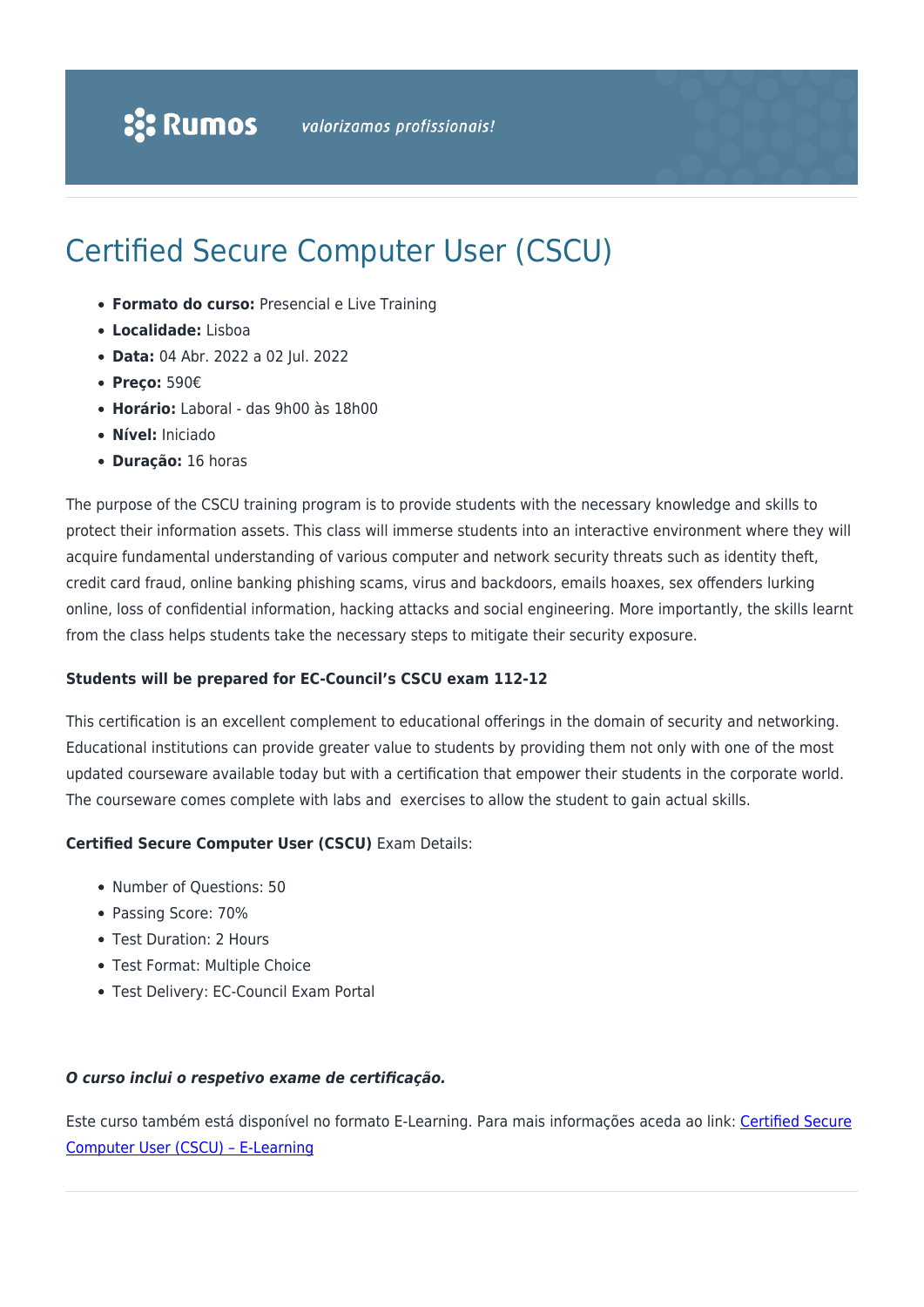# Certified Secure Computer User (CSCU)

- **Formato do curso:** Presencial e Live Training
- **Localidade:** Lisboa
- **Data:** 04 Abr. 2022 a 02 Jul. 2022
- **Preço:** 590€
- **Horário:** Laboral - das 9h00 às 18h00
- **Nível:** Iniciado
- **Duração:** 16 horas

The purpose of the CSCU training program is to provide students with the necessary knowledge and skills to protect their information assets. This class will immerse students into an interactive environment where they will acquire fundamental understanding of various computer and network security threats such as identity theft, credit card fraud, online banking phishing scams, virus and backdoors, emails hoaxes, sex offenders lurking online, loss of confidential information, hacking attacks and social engineering. More importantly, the skills learnt from the class helps students take the necessary steps to mitigate their security exposure.

**Students will be prepared for EC-Council's CSCU exam 112-12**

This certification is an excellent complement to educational offerings in the domain of security and networking. Educational institutions can provide greater value to students by providing them not only with one of the most updated courseware available today but with a certification that empower their students in the corporate world. The courseware comes complete with labs and exercises to allow the student to gain actual skills.

**Certified Secure Computer User (CSCU)** Exam Details:

- Number of Questions: 50
- Passing Score: 70%
- Test Duration: 2 Hours
- Test Format: Multiple Choice
- Test Delivery: EC-Council Exam Portal

***O curso inclui o respetivo exame de certificação.***

Este curso também está disponível no formato E-Learning. Para mais informações aceda ao link: [Certified Secure Computer User (CSCU) – E-Learning]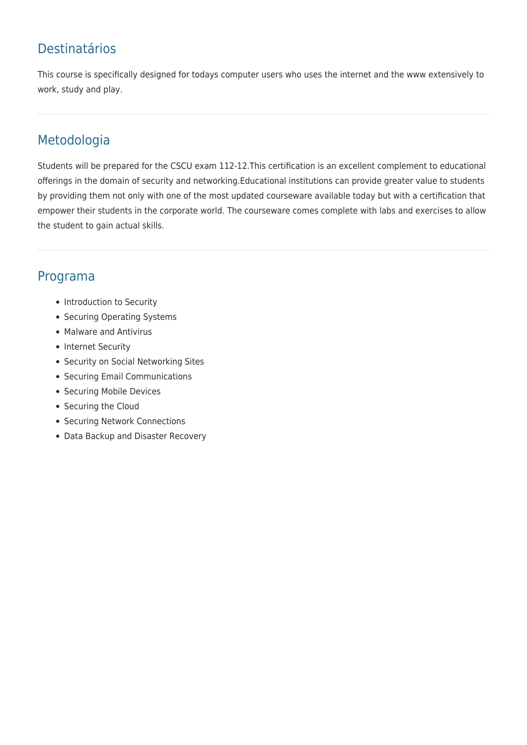## Destinatários

This course is specifically designed for todays computer users who uses the internet and the www extensively to work, study and play.

## Metodologia

Students will be prepared for the CSCU exam 112-12.This certification is an excellent complement to educational offerings in the domain of security and networking.Educational institutions can provide greater value to students by providing them not only with one of the most updated courseware available today but with a certification that empower their students in the corporate world. The courseware comes complete with labs and exercises to allow the student to gain actual skills.

## Programa

- Introduction to Security
- Securing Operating Systems
- Malware and Antivirus
- Internet Security
- Security on Social Networking Sites
- Securing Email Communications
- Securing Mobile Devices
- Securing the Cloud
- Securing Network Connections
- Data Backup and Disaster Recovery